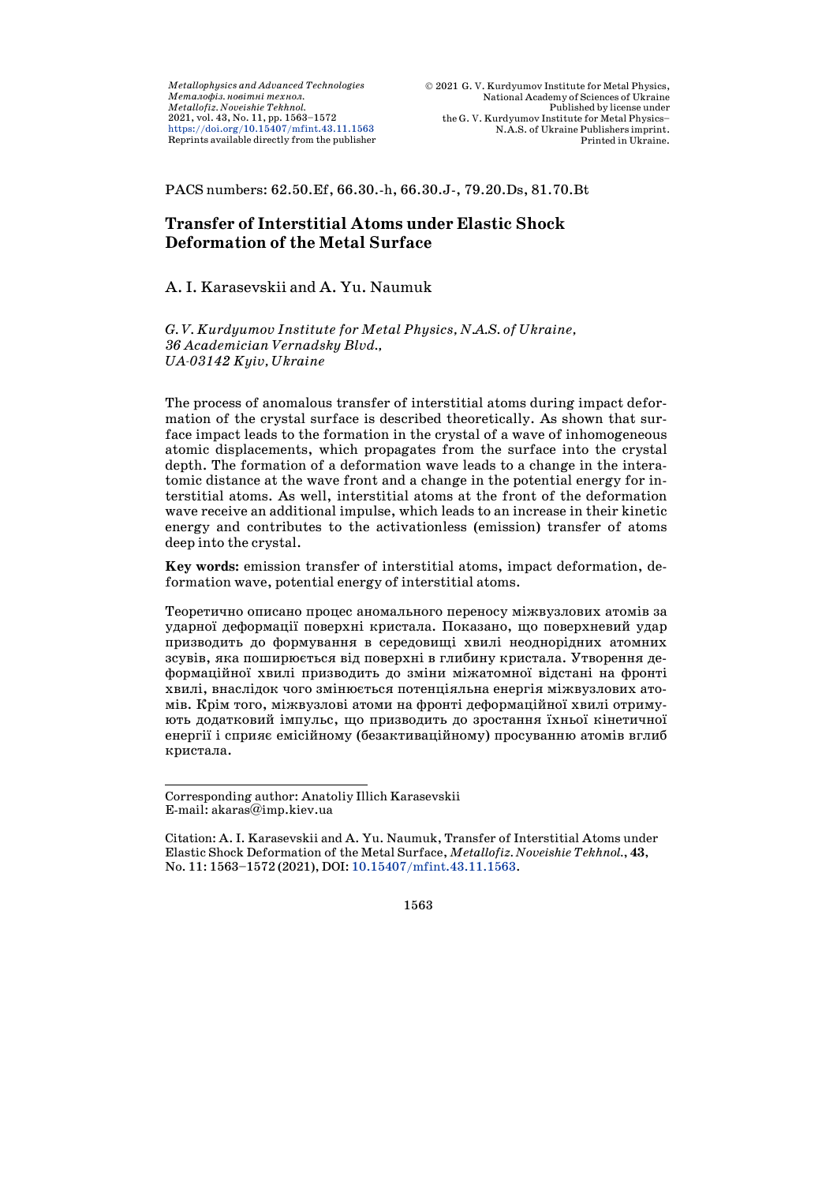PACS numbers: 62.50.Ef, 66.30.-h, 66.30.J-, 79.20.Ds, 81.70.Bt

# Transfer of Interstitial Atoms under Elastic Shock Deformation of the Metal Surface

A. I. Karasevskii and A. Yu. Naumuk

*G. V. Kurdyumov Institute for Metal Physics, N.A.S. of Ukraine, 36 Academician Vernadsky Blvd., UA-03142 Kyiv, Ukraine*

The process of anomalous transfer of interstitial atoms during impact deformation of the crystal surface is described theoretically. As shown that surface impact leads to the formation in the crystal of a wave of inhomogeneous atomic displacements, which propagates from the surface into the crystal depth. The formation of a deformation wave leads to a change in the interatomic distance at the wave front and a change in the potential energy for interstitial atoms. As well, interstitial atoms at the front of the deformation wave receive an additional impulse, which leads to an increase in their kinetic energy and contributes to the activationless (emission) transfer of atoms deep into the crystal.

**Key words**: emission transfer of interstitial atoms, impact deformation, deformation wave, potential energy of interstitial atoms.

Теоретично описано процес аномального переносу міжвузлових атомів за ударної деформації поверхні кристала. Показано, що поверхневий удар призводить до формування в середовищі хвилі неоднорідних атомних зсувів, яка поширюється від поверхні в глибину кристала. Утворення деформаційної хвилі призводить до зміни міжатомної відстані на фронті хвилі, внаслідок чого змінюється потенціальна енергія міжвузлових атомів. Крім того, міжвузлові атоми на фронті деформаційної хвилі отримують додатковий імпульс, що призводить до зростання їхньої кінетичної енергії і сприяє емісійному (безактиваційному) просуванню атомів вглиб кристала.

---

Corresponding author: Anatoliy Illich Karasevskii
E-mail: akaras@imp.kiev.ua

Citation: A. I. Karasevskii and A. Yu. Naumuk, Transfer of Interstitial Atoms under Elastic Shock Deformation of the Metal Surface, *Metallofiz. Noveishie Tekhnol.*, **43**, No. 11: 1563–1572 (2021), DOI: 10.15407/mfint.43.11.1563.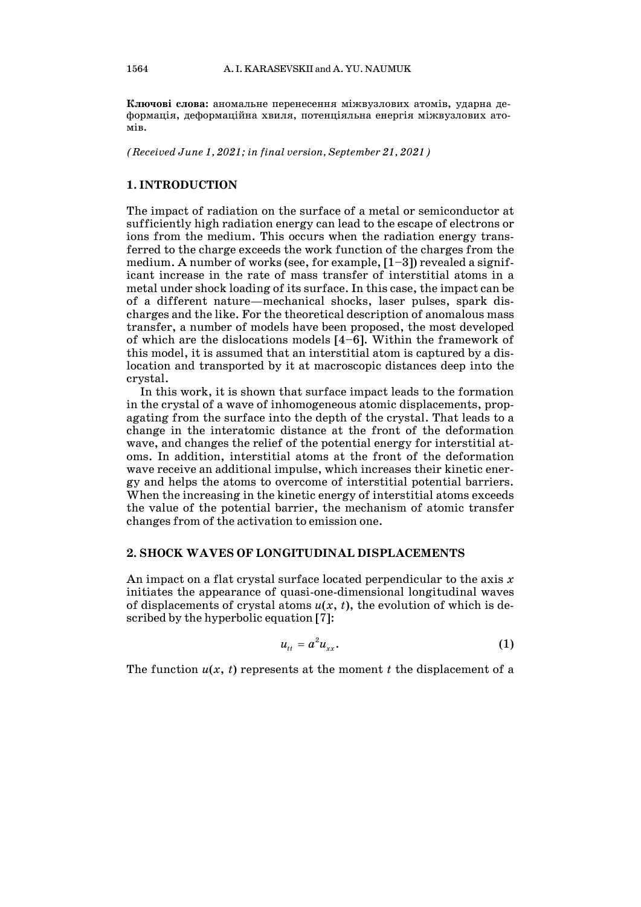**Ключові слова:** аномальне перенесення міжвузлових атомів, ударна деформація, деформаційна хвиля, потенціяльна енергія міжвузлових атомів.

*(Received June 1, 2021; in final version, September 21, 2021)*

## 1. INTRODUCTION

The impact of radiation on the surface of a metal or semiconductor at sufficiently high radiation energy can lead to the escape of electrons or ions from the medium. This occurs when the radiation energy transferred to the charge exceeds the work function of the charges from the medium. A number of works (see, for example, [1–3]) revealed a significant increase in the rate of mass transfer of interstitial atoms in a metal under shock loading of its surface. In this case, the impact can be of a different nature—mechanical shocks, laser pulses, spark discharges and the like. For the theoretical description of anomalous mass transfer, a number of models have been proposed, the most developed of which are the dislocations models [4–6]. Within the framework of this model, it is assumed that an interstitial atom is captured by a dislocation and transported by it at macroscopic distances deep into the crystal.

In this work, it is shown that surface impact leads to the formation in the crystal of a wave of inhomogeneous atomic displacements, propagating from the surface into the depth of the crystal. That leads to a change in the interatomic distance at the front of the deformation wave, and changes the relief of the potential energy for interstitial atoms. In addition, interstitial atoms at the front of the deformation wave receive an additional impulse, which increases their kinetic energy and helps the atoms to overcome of interstitial potential barriers. When the increasing in the kinetic energy of interstitial atoms exceeds the value of the potential barrier, the mechanism of atomic transfer changes from of the activation to emission one.

## 2. SHOCK WAVES OF LONGITUDINAL DISPLACEMENTS

An impact on a flat crystal surface located perpendicular to the axis $x$ initiates the appearance of quasi-one-dimensional longitudinal waves of displacements of crystal atoms $u(x, t)$, the evolution of which is described by the hyperbolic equation [7]:

$$u_{tt} = a^2 u_{xx}. \tag{1}$$

The function $u(x, t)$ represents at the moment $t$ the displacement of a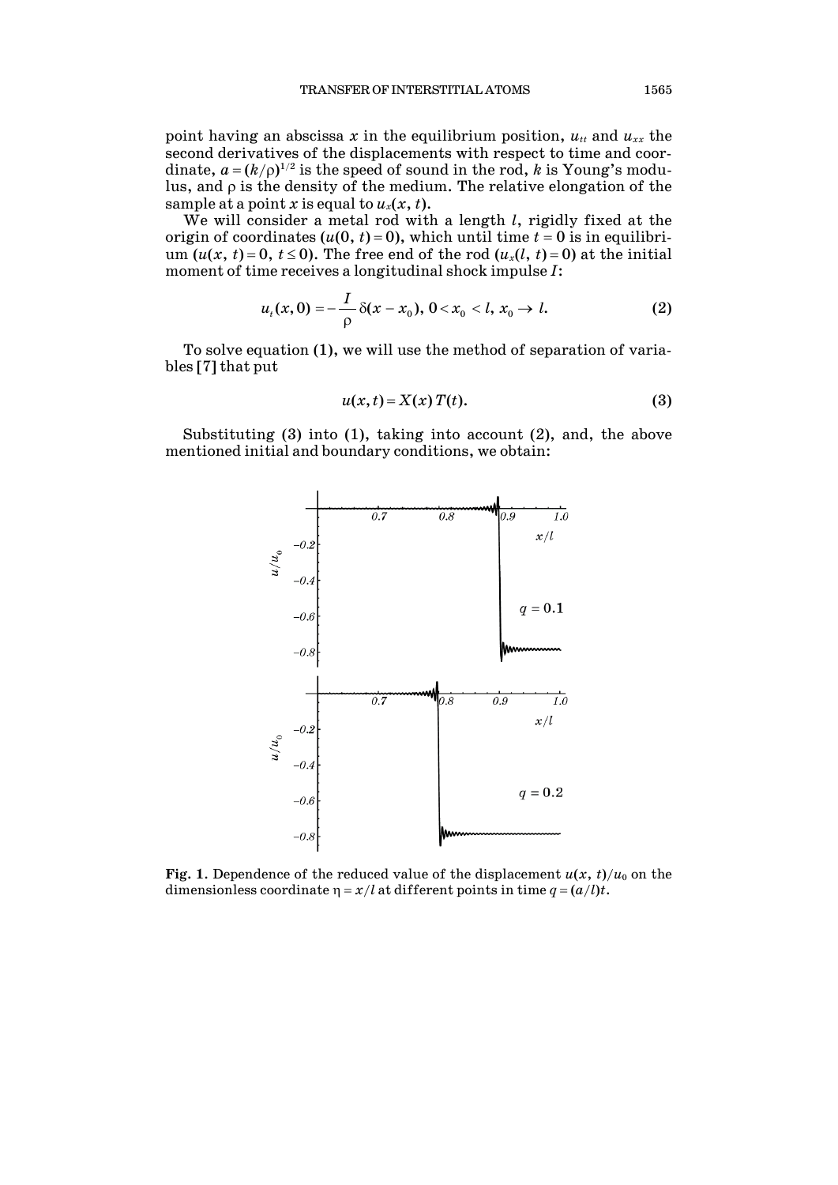point having an abscissa $x$ in the equilibrium position, $u_{tt}$ and $u_{xx}$ the second derivatives of the displacements with respect to time and coordinate, $a = (k/\rho)^{1/2}$ is the speed of sound in the rod, $k$ is Young's modulus, and $\rho$ is the density of the medium. The relative elongation of the sample at a point $x$ is equal to $u_x(x, t)$.

We will consider a metal rod with a length $l$, rigidly fixed at the origin of coordinates $(u(0, t) = 0)$, which until time $t = 0$ is in equilibrium $(u(x, t) = 0,\ t \leq 0)$. The free end of the rod $(u_x(l, t) = 0)$ at the initial moment of time receives a longitudinal shock impulse $I$:

$$u_t(x, 0) = -\frac{I}{\rho}\delta(x - x_0),\ 0 < x_0 < l,\ x_0 \to l. \tag{2}$$

To solve equation (1), we will use the method of separation of variables [7] that put

$$u(x, t) = X(x)\,T(t). \tag{3}$$

Substituting (3) into (1), taking into account (2), and, the above mentioned initial and boundary conditions, we obtain:

**Fig. 1.** Dependence of the reduced value of the displacement $u(x, t)/u_0$ on the dimensionless coordinate $\eta = x/l$ at different points in time $q = (a/l)t$.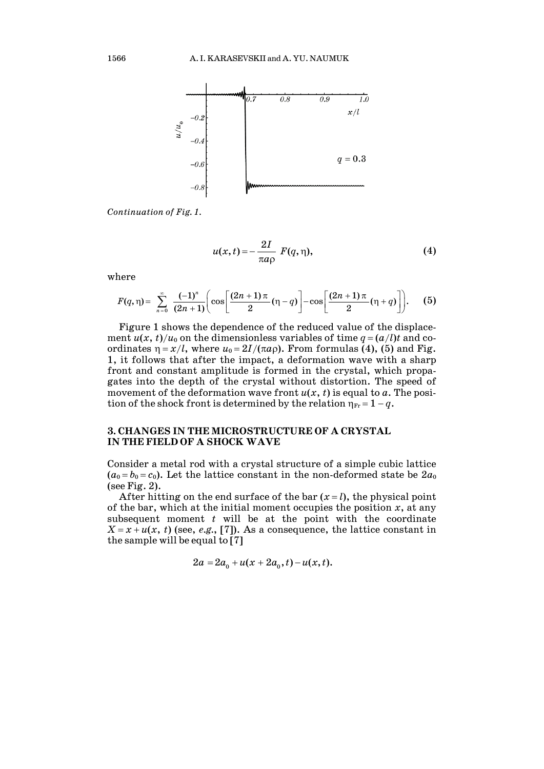*Continuation of Fig. 1.*

$$u(x,t) = -\frac{2I}{\pi a \rho} F(q,\eta), \tag{4}$$

where

$$F(q,\eta) = \sum_{n=0}^{\infty} \frac{(-1)^n}{(2n+1)} \left( \cos\left[ \frac{(2n+1)\pi}{2}(\eta - q) \right] - \cos\left[ \frac{(2n+1)\pi}{2}(\eta + q) \right] \right). \tag{5}$$

Figure 1 shows the dependence of the reduced value of the displacement $u(x, t)/u_0$ on the dimensionless variables of time $q = (a/l)t$ and coordinates $\eta = x/l$, where $u_0 = 2I/(\pi a \rho)$. From formulas (4), (5) and Fig. 1, it follows that after the impact, a deformation wave with a sharp front and constant amplitude is formed in the crystal, which propagates into the depth of the crystal without distortion. The speed of movement of the deformation wave front $u(x, t)$ is equal to $a$. The position of the shock front is determined by the relation $\eta_{Fr} = 1 - q$.

## 3. CHANGES IN THE MICROSTRUCTURE OF A CRYSTAL IN THE FIELD OF A SHOCK WAVE

Consider a metal rod with a crystal structure of a simple cubic lattice ($a_0 = b_0 = c_0$). Let the lattice constant in the non-deformed state be $2a_0$ (see Fig. 2).

After hitting on the end surface of the bar ($x = l$), the physical point of the bar, which at the initial moment occupies the position $x$, at any subsequent moment $t$ will be at the point with the coordinate $X = x + u(x, t)$ (see, *e.g.*, [7]). As a consequence, the lattice constant in the sample will be equal to [7]

$$2a = 2a_0 + u(x + 2a_0, t) - u(x, t).$$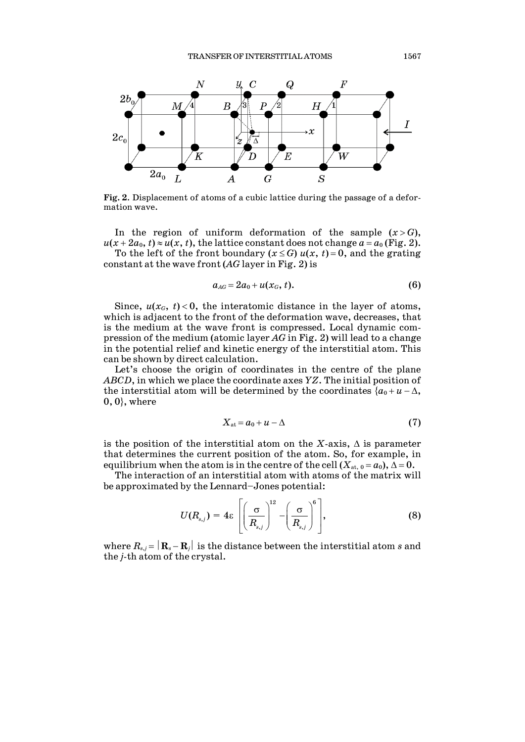**Fig. 2.** Displacement of atoms of a cubic lattice during the passage of a deformation wave.

In the region of uniform deformation of the sample ($x > G$), $u(x + 2a_0, t) \approx u(x, t)$, the lattice constant does not change $a = a_0$ (Fig. 2).

To the left of the front boundary ($x \leq G$) $u(x, t) = 0$, and the grating constant at the wave front ($AG$ layer in Fig. 2) is

$$a_{AG} = 2a_0 + u(x_G, t). \tag{6}$$

Since, $u(x_G, t) < 0$, the interatomic distance in the layer of atoms, which is adjacent to the front of the deformation wave, decreases, that is the medium at the wave front is compressed. Local dynamic compression of the medium (atomic layer $AG$ in Fig. 2) will lead to a change in the potential relief and kinetic energy of the interstitial atom. This can be shown by direct calculation.

Let's choose the origin of coordinates in the centre of the plane $ABCD$, in which we place the coordinate axes $YZ$. The initial position of the interstitial atom will be determined by the coordinates $\{a_0 + u - \Delta, 0, 0\}$, where

$$X_{\text{at}} = a_0 + u - \Delta \tag{7}$$

is the position of the interstitial atom on the $X$-axis, $\Delta$ is parameter that determines the current position of the atom. So, for example, in equilibrium when the atom is in the centre of the cell ($X_{\text{at, 0}} = a_0$), $\Delta = 0$.

The interaction of an interstitial atom with atoms of the matrix will be approximated by the Lennard–Jones potential:

$$U(R_{s,j}) = 4\varepsilon \left[ \left( \frac{\sigma}{R_{s,j}} \right)^{12} - \left( \frac{\sigma}{R_{s,j}} \right)^{6} \right], \tag{8}$$

where $R_{s,j} = |\mathbf{R}_s - \mathbf{R}_j|$ is the distance between the interstitial atom $s$ and the $j$-th atom of the crystal.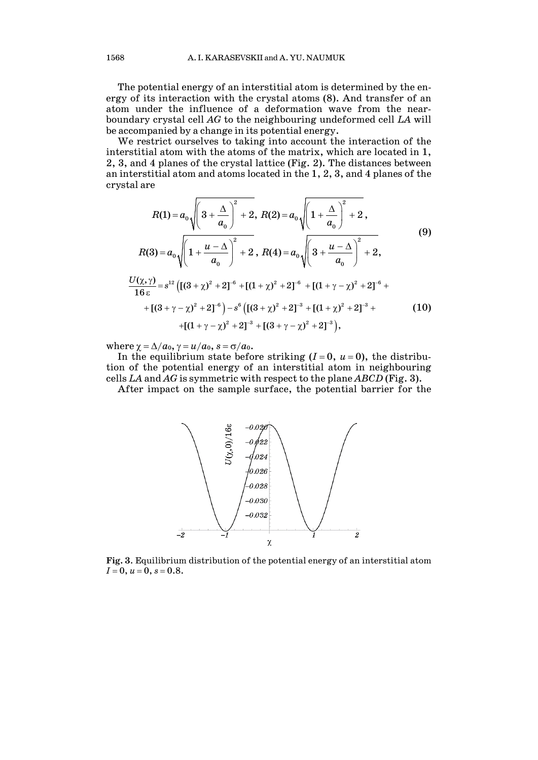The potential energy of an interstitial atom is determined by the energy of its interaction with the crystal atoms (8). And transfer of an atom under the influence of a deformation wave from the near-boundary crystal cell *AG* to the neighbouring undeformed cell *LA* will be accompanied by a change in its potential energy.

We restrict ourselves to taking into account the interaction of the interstitial atom with the atoms of the matrix, which are located in 1, 2, 3, and 4 planes of the crystal lattice (Fig. 2). The distances between an interstitial atom and atoms located in the 1, 2, 3, and 4 planes of the crystal are

$$R(1) = a_0\sqrt{\left(3+\frac{\Delta}{a_0}\right)^2+2},\; R(2) = a_0\sqrt{\left(1+\frac{\Delta}{a_0}\right)^2+2},$$
$$R(3) = a_0\sqrt{\left(1+\frac{u-\Delta}{a_0}\right)^2+2},\; R(4) = a_0\sqrt{\left(3+\frac{u-\Delta}{a_0}\right)^2+2}, \tag{9}$$

$$\frac{U(\chi,\gamma)}{16\varepsilon} = s^{12}\left([(3+\chi)^2+2]^{-6}+[(1+\chi)^2+2]^{-6}+[(1+\gamma-\chi)^2+2]^{-6}+\right.$$
$$\left.+[(3+\gamma-\chi)^2+2]^{-6}\right)-s^6\left([(3+\chi)^2+2]^{-3}+[(1+\chi)^2+2]^{-3}+\right. \tag{10}$$
$$\left.+[(1+\gamma-\chi)^2+2]^{-3}+[(3+\gamma-\chi)^2+2]^{-3}\right),$$

where $\chi = \Delta/a_0$, $\gamma = u/a_0$, $s = \sigma/a_0$.

In the equilibrium state before striking ($I=0$, $u=0$), the distribution of the potential energy of an interstitial atom in neighbouring cells *LA* and *AG* is symmetric with respect to the plane *ABCD* (Fig. 3).

After impact on the sample surface, the potential barrier for the

**Fig. 3.** Equilibrium distribution of the potential energy of an interstitial atom $I=0$, $u=0$, $s=0.8$.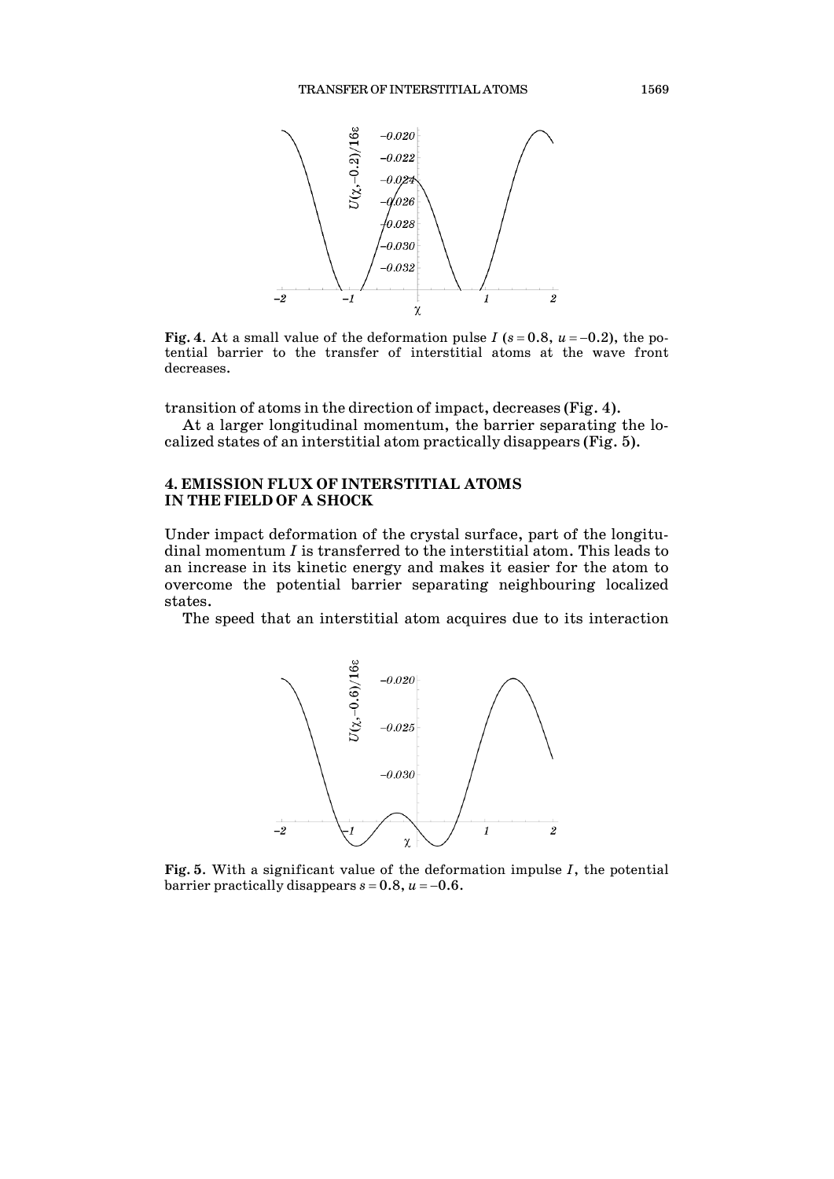**Fig. 4.** At a small value of the deformation pulse $I$ ($s = 0.8$, $u = -0.2$), the potential barrier to the transfer of interstitial atoms at the wave front decreases.

transition of atoms in the direction of impact, decreases (Fig. 4).

At a larger longitudinal momentum, the barrier separating the localized states of an interstitial atom practically disappears (Fig. 5).

## 4. EMISSION FLUX OF INTERSTITIAL ATOMS IN THE FIELD OF A SHOCK

Under impact deformation of the crystal surface, part of the longitudinal momentum $I$ is transferred to the interstitial atom. This leads to an increase in its kinetic energy and makes it easier for the atom to overcome the potential barrier separating neighbouring localized states.

The speed that an interstitial atom acquires due to its interaction

**Fig. 5.** With a significant value of the deformation impulse $I$, the potential barrier practically disappears $s = 0.8$, $u = -0.6$.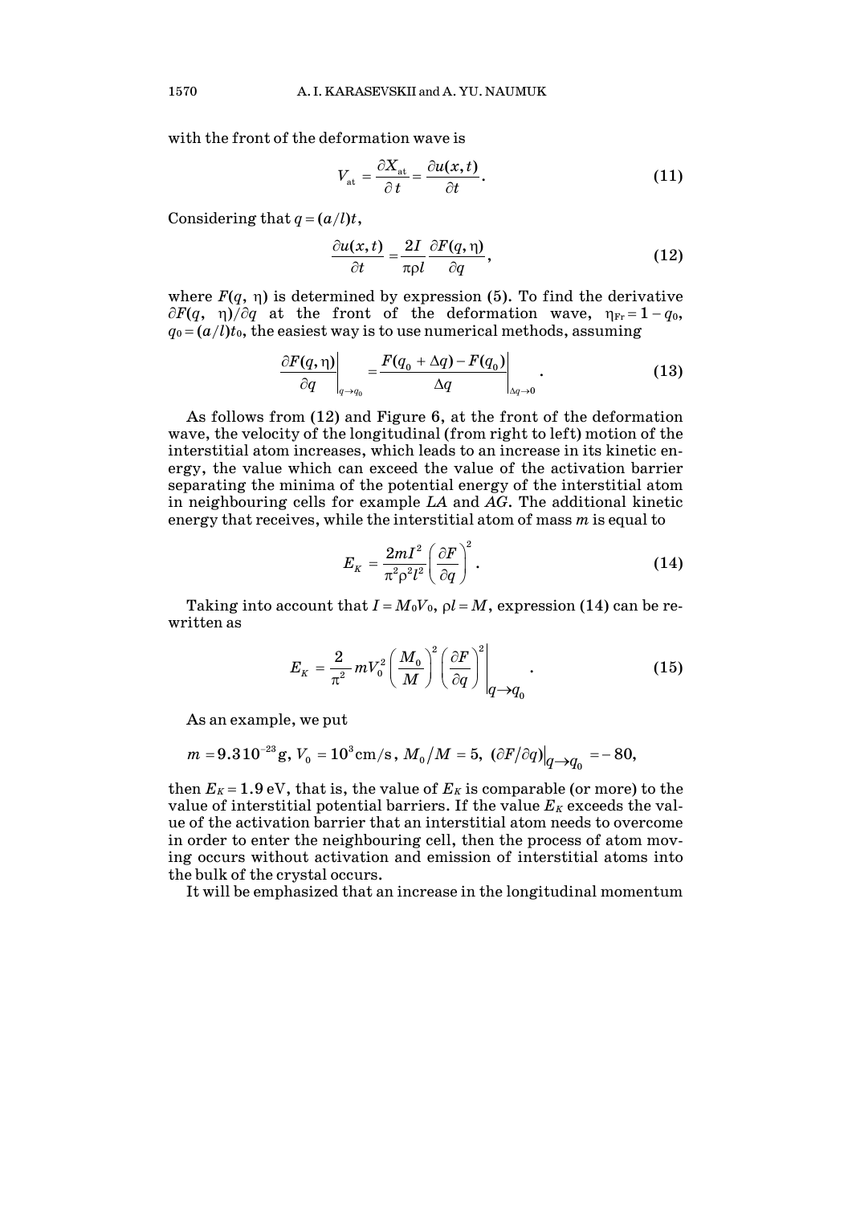with the front of the deformation wave is

$$V_{\text{at}} = \frac{\partial X_{\text{at}}}{\partial t} = \frac{\partial u(x,t)}{\partial t}. \tag{11}$$

Considering that $q = (a/l)t$,

$$\frac{\partial u(x,t)}{\partial t} = \frac{2I}{\pi \rho l}\frac{\partial F(q,\eta)}{\partial q}, \tag{12}$$

where $F(q, \eta)$ is determined by expression (5). To find the derivative $\partial F(q, \eta)/\partial q$ at the front of the deformation wave, $\eta_{\text{Fr}} = 1 - q_0$, $q_0 = (a/l)t_0$, the easiest way is to use numerical methods, assuming

$$\left.\frac{\partial F(q,\eta)}{\partial q}\right|_{q\to q_0} = \left.\frac{F(q_0 + \Delta q) - F(q_0)}{\Delta q}\right|_{\Delta q \to 0}. \tag{13}$$

As follows from (12) and Figure 6, at the front of the deformation wave, the velocity of the longitudinal (from right to left) motion of the interstitial atom increases, which leads to an increase in its kinetic energy, the value which can exceed the value of the activation barrier separating the minima of the potential energy of the interstitial atom in neighbouring cells for example *LA* and *AG*. The additional kinetic energy that receives, while the interstitial atom of mass $m$ is equal to

$$E_K = \frac{2mI^2}{\pi^2 \rho^2 l^2}\left(\frac{\partial F}{\partial q}\right)^2. \tag{14}$$

Taking into account that $I = M_0 V_0$, $\rho l = M$, expression (14) can be rewritten as

$$E_K = \frac{2}{\pi^2} m V_0^2 \left(\frac{M_0}{M}\right)^2 \left.\left(\frac{\partial F}{\partial q}\right)^2\right|_{q\to q_0}. \tag{15}$$

As an example, we put

$$m = 9.3 \cdot 10^{-23}\,\text{g},\ V_0 = 10^3\,\text{cm/s},\ M_0/M = 5,\ (\partial F/\partial q)\big|_{q\to q_0} = -80,$$

then $E_K = 1.9$ eV, that is, the value of $E_K$ is comparable (or more) to the value of interstitial potential barriers. If the value $E_K$ exceeds the value of the activation barrier that an interstitial atom needs to overcome in order to enter the neighbouring cell, then the process of atom moving occurs without activation and emission of interstitial atoms into the bulk of the crystal occurs.

It will be emphasized that an increase in the longitudinal momentum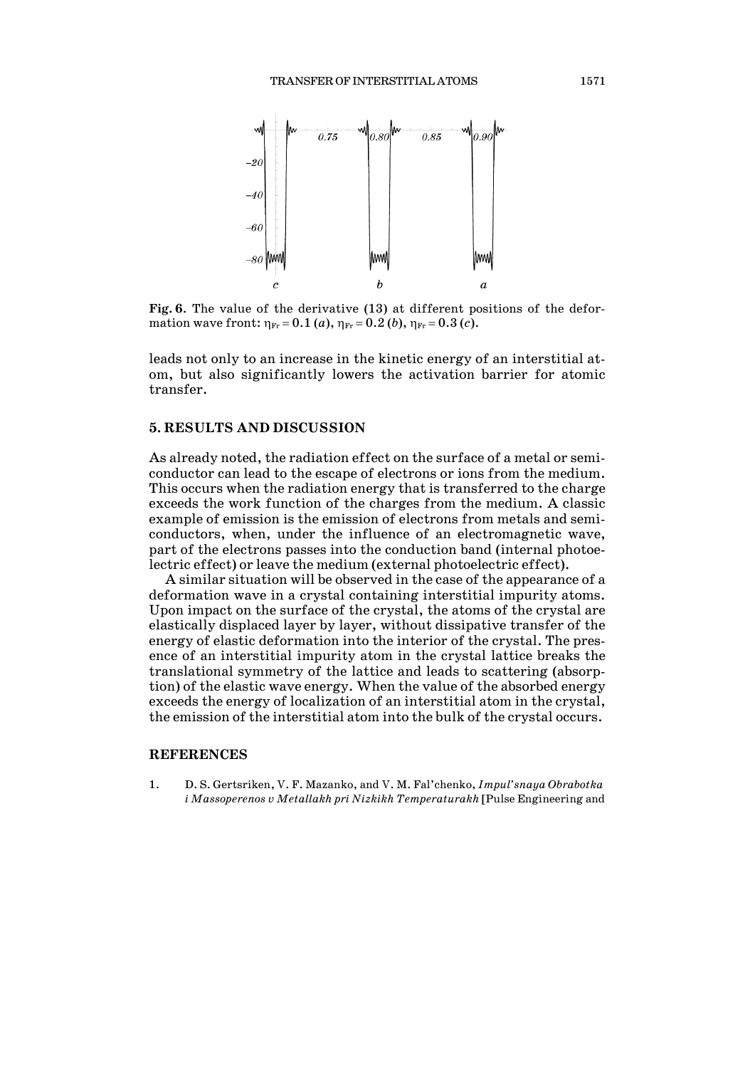**Fig. 6**. The value of the derivative (13) at different positions of the deformation wave front: $\eta_{Fr} = 0.1$ (*a*), $\eta_{Fr} = 0.2$ (*b*), $\eta_{Fr} = 0.3$ (*c*).

leads not only to an increase in the kinetic energy of an interstitial atom, but also significantly lowers the activation barrier for atomic transfer.

## 5. RESULTS AND DISCUSSION

As already noted, the radiation effect on the surface of a metal or semiconductor can lead to the escape of electrons or ions from the medium. This occurs when the radiation energy that is transferred to the charge exceeds the work function of the charges from the medium. A classic example of emission is the emission of electrons from metals and semiconductors, when, under the influence of an electromagnetic wave, part of the electrons passes into the conduction band (internal photoelectric effect) or leave the medium (external photoelectric effect).

A similar situation will be observed in the case of the appearance of a deformation wave in a crystal containing interstitial impurity atoms. Upon impact on the surface of the crystal, the atoms of the crystal are elastically displaced layer by layer, without dissipative transfer of the energy of elastic deformation into the interior of the crystal. The presence of an interstitial impurity atom in the crystal lattice breaks the translational symmetry of the lattice and leads to scattering (absorption) of the elastic wave energy. When the value of the absorbed energy exceeds the energy of localization of an interstitial atom in the crystal, the emission of the interstitial atom into the bulk of the crystal occurs.

## REFERENCES

1. D. S. Gertsriken, V. F. Mazanko, and V. M. Fal'chenko, *Impul'snaya Obrabotka i Massoperenos v Metallakh pri Nizkikh Temperaturakh* [Pulse Engineering and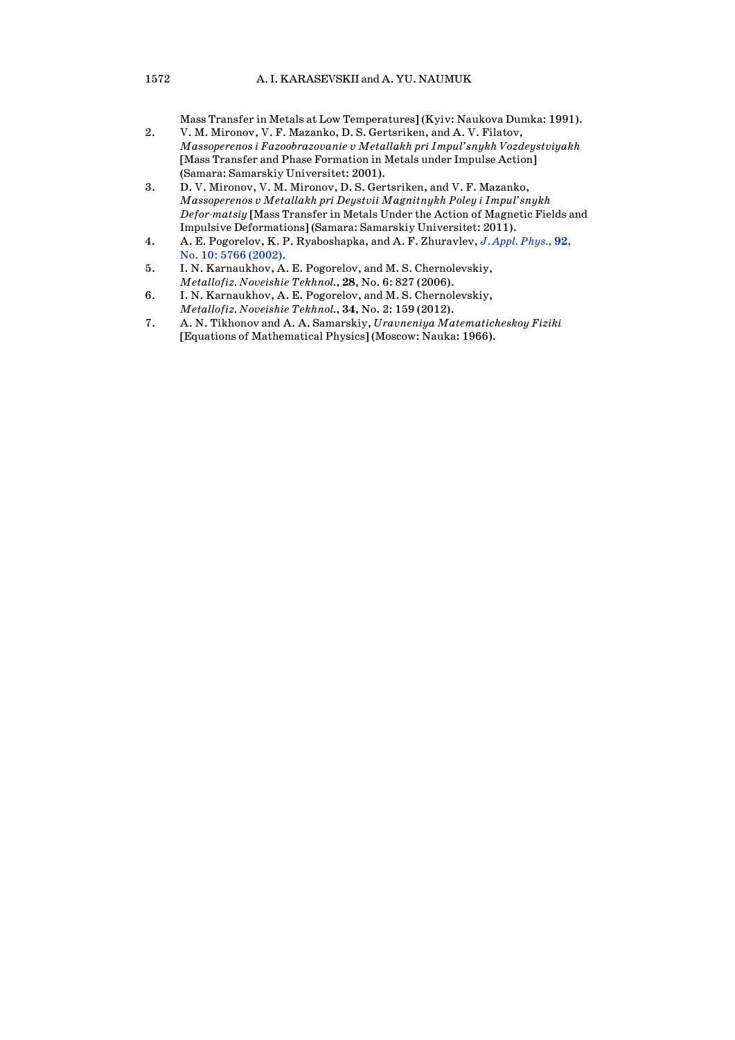Mass Transfer in Metals at Low Temperatures] (Kyiv: Naukova Dumka: 1991).

2. V. M. Mironov, V. F. Mazanko, D. S. Gertsriken, and A. V. Filatov, *Massoperenos i Fazoobrazovanie v Metallakh pri Impul'snykh Vozdeystviyakh* [Mass Transfer and Phase Formation in Metals under Impulse Action] (Samara: Samarskiy Universitet: 2001).
3. D. V. Mironov, V. M. Mironov, D. S. Gertsriken, and V. F. Mazanko, *Massoperenos v Metallakh pri Deystvii Magnitnykh Poley i Impul'snykh Defor-matsiy* [Mass Transfer in Metals Under the Action of Magnetic Fields and Impulsive Deformations] (Samara: Samarskiy Universitet: 2011).
4. A. E. Pogorelov, K. P. Ryaboshapka, and A. F. Zhuravlev, *J. Appl. Phys.*, **92**, No. 10: 5766 (2002).
5. I. N. Karnaukhov, A. E. Pogorelov, and M. S. Chernolevskiy, *Metallofiz. Noveishie Tekhnol.*, **28**, No. 6: 827 (2006).
6. I. N. Karnaukhov, A. E. Pogorelov, and M. S. Chernolevskiy, *Metallofiz. Noveishie Tekhnol.*, **34**, No. 2: 159 (2012).
7. A. N. Tikhonov and A. A. Samarskiy, *Uravneniya Matematicheskoy Fiziki* [Equations of Mathematical Physics] (Moscow: Nauka: 1966).